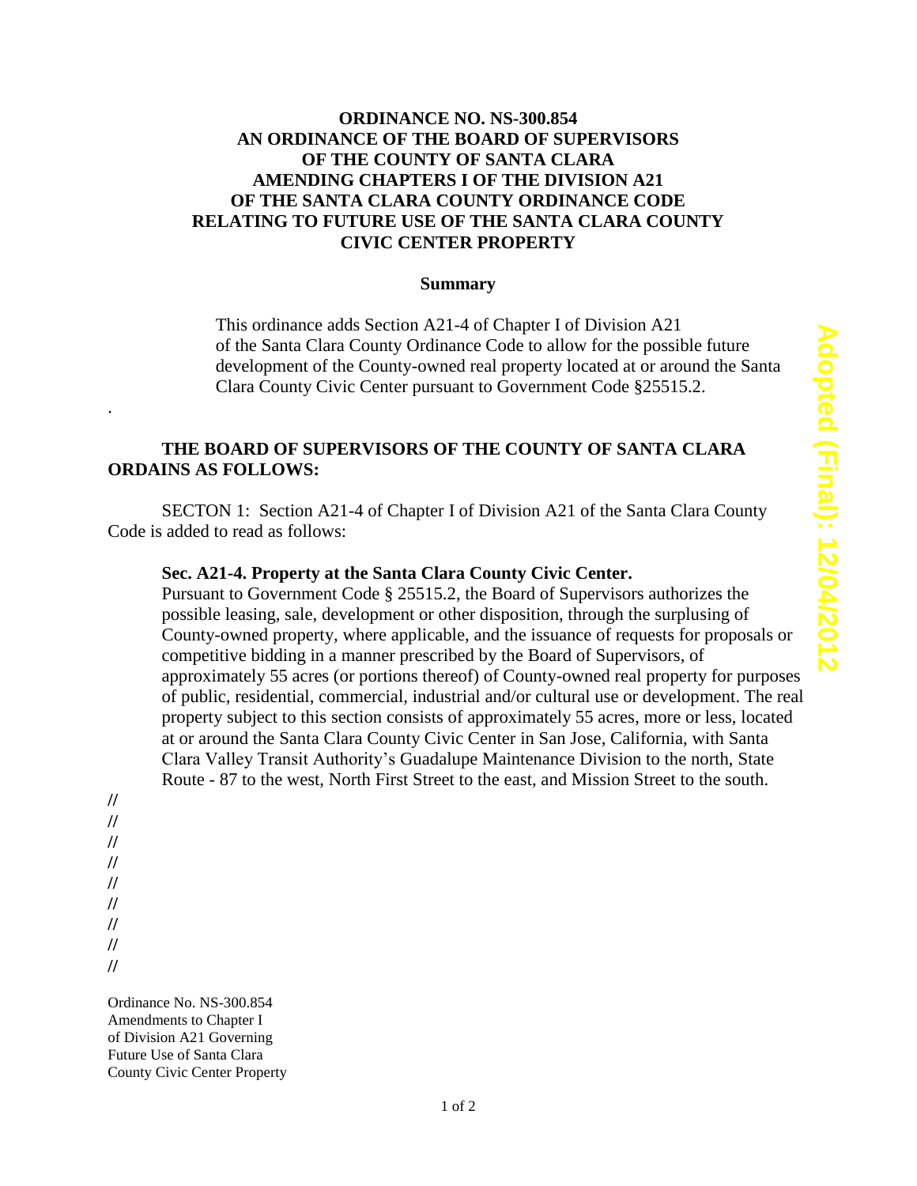# ORDINANCE NO. NS-300.854
# AN ORDINANCE OF THE BOARD OF SUPERVISORS OF THE COUNTY OF SANTA CLARA AMENDING CHAPTERS I OF THE DIVISION A21 OF THE SANTA CLARA COUNTY ORDINANCE CODE RELATING TO FUTURE USE OF THE SANTA CLARA COUNTY CIVIC CENTER PROPERTY

## Summary

This ordinance adds Section A21-4 of Chapter I of Division A21 of the Santa Clara County Ordinance Code to allow for the possible future development of the County-owned real property located at or around the Santa Clara County Civic Center pursuant to Government Code §25515.2.

.

**THE BOARD OF SUPERVISORS OF THE COUNTY OF SANTA CLARA ORDAINS AS FOLLOWS:**

SECTON 1: Section A21-4 of Chapter I of Division A21 of the Santa Clara County Code is added to read as follows:

**Sec. A21-4. Property at the Santa Clara County Civic Center.**

Pursuant to Government Code § 25515.2, the Board of Supervisors authorizes the possible leasing, sale, development or other disposition, through the surplusing of County-owned property, where applicable, and the issuance of requests for proposals or competitive bidding in a manner prescribed by the Board of Supervisors, of approximately 55 acres (or portions thereof) of County-owned real property for purposes of public, residential, commercial, industrial and/or cultural use or development. The real property subject to this section consists of approximately 55 acres, more or less, located at or around the Santa Clara County Civic Center in San Jose, California, with Santa Clara Valley Transit Authority's Guadalupe Maintenance Division to the north, State Route - 87 to the west, North First Street to the east, and Mission Street to the south.

//
//
//
//
//
//
//
//
//

Ordinance No. NS-300.854
Amendments to Chapter I
of Division A21 Governing
Future Use of Santa Clara
County Civic Center Property

Adopted (Final): 12/04/2012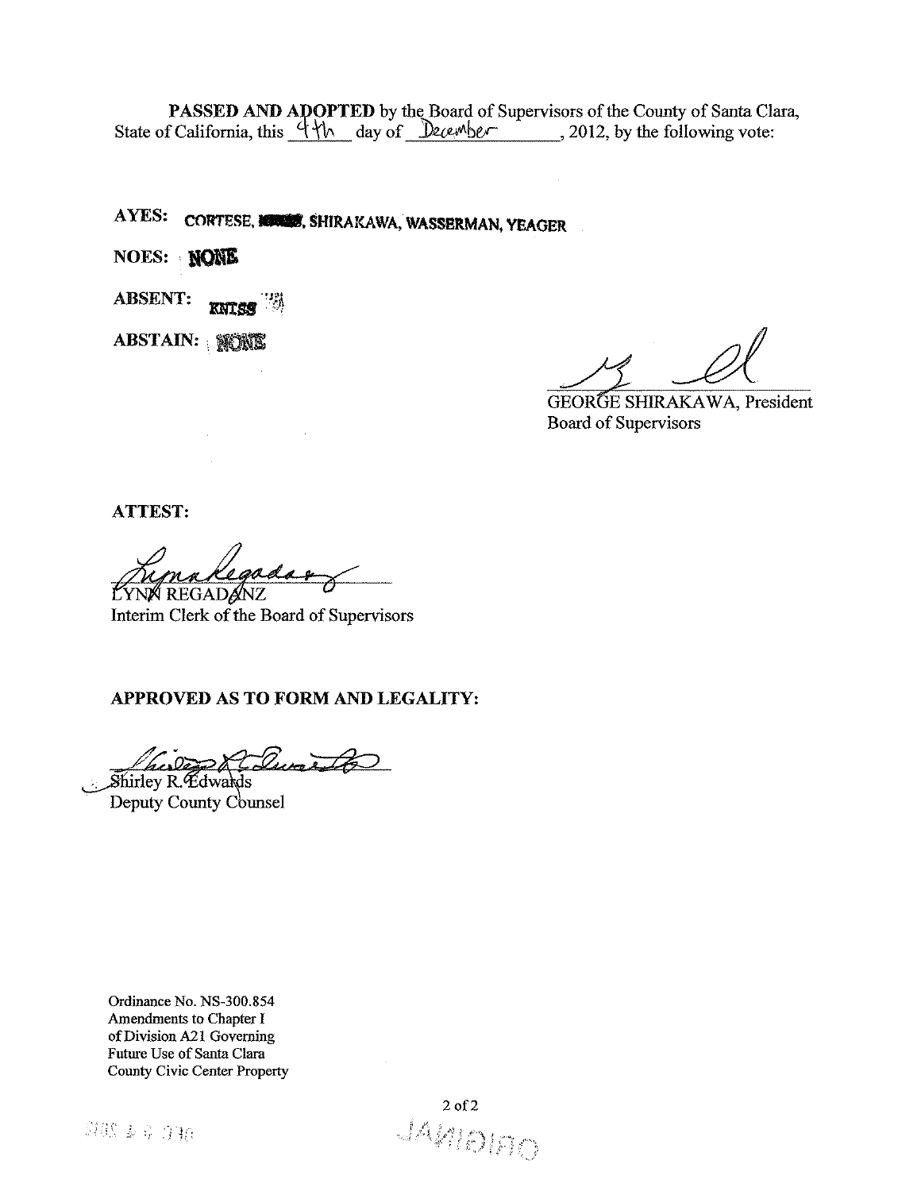**PASSED AND ADOPTED** by the Board of Supervisors of the County of Santa Clara, State of California, this 4th day of December, 2012, by the following vote:

**AYES:** CORTESE, ~~KNISS~~, SHIRAKAWA, WASSERMAN, YEAGER

**NOES:** NONE

**ABSENT:** KNISS

**ABSTAIN:** NONE

GEORGE SHIRAKAWA, President
Board of Supervisors

**ATTEST:**

LYNN REGADANZ
Interim Clerk of the Board of Supervisors

**APPROVED AS TO FORM AND LEGALITY:**

Shirley R. Edwards
Deputy County Counsel

Ordinance No. NS-300.854
Amendments to Chapter I
of Division A21 Governing
Future Use of Santa Clara
County Civic Center Property

ORIGINAL